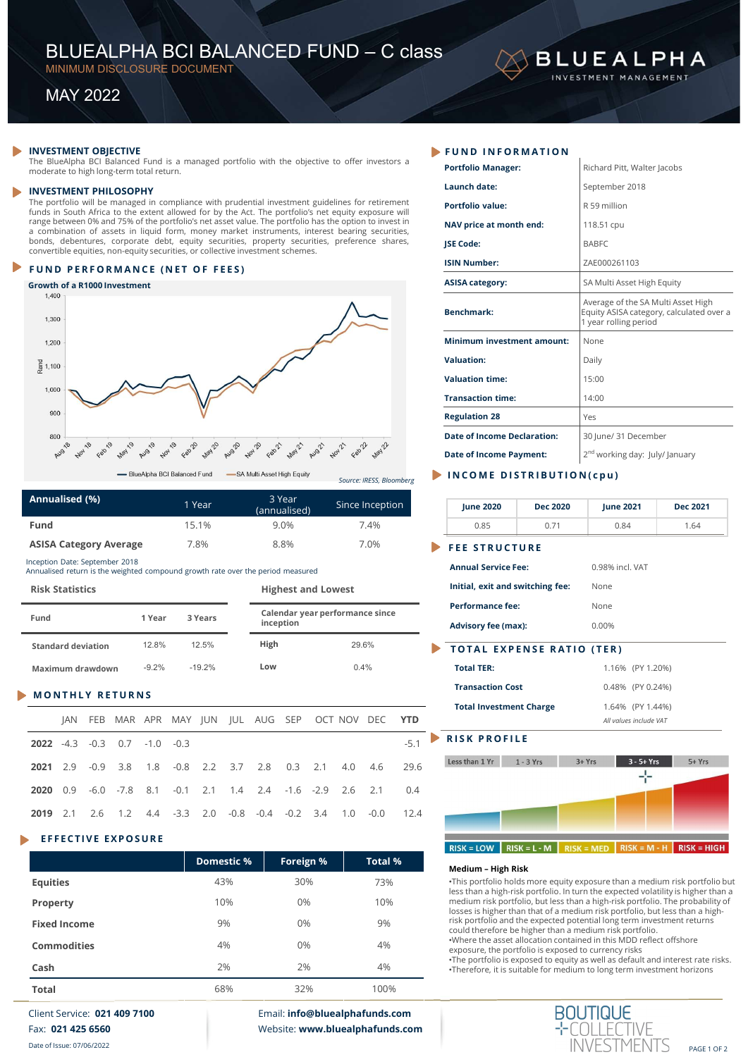# BLUEALPHA BCI BALANCED FUND – C class

MINIMUM DISCLOSURE DOCUMENT

MAY 2022

BLUEALPHA INVESTMENT MANAGEMENT

## INVESTMENT OBJECTIVE

The BlueAlpha BCI Balanced Fund is a managed portfolio with the objective to offer investors a moderate to high long-term total return.

## INVESTMENT PHILOSOPHY

The portfolio will be managed in compliance with prudential investment guidelines for retirement funds in South Africa to the extent allowed for by the Act. The portfolio's net equity exposure will range between 0% and 75% of the portfolio's net asset value. The portfolio has the option to invest in a combination of assets in liquid form, money market instruments, interest bearing securities, bonds, debentures, corporate debt, equity securities, property securities, preference shares, convertible equities, non-equity securities, or collective investment schemes.

## FUND PERFORMANCE (NET OF FEES)

**Growth of a R1000 Investment**

— BlueAlpha BCI Balanced Fund — SA Multi Asset High Equity

*Source: IRESS, Bloomberg*

| Annualised (%) | 1 Year | 3 Year (annualised) | Since Inception |
|---|---|---|---|
| **Fund** | 15.1% | 9.0% | 7.4% |
| **ASISA Category Average** | 7.8% | 8.8% | 7.0% |

Inception Date: September 2018
Annualised return is the weighted compound growth rate over the period measured

**Risk Statistics**

| Fund | 1 Year | 3 Years |
|---|---|---|
| Standard deviation | 12.8% | 12.5% |
| Maximum drawdown | -9.2% | -19.2% |

**Highest and Lowest**

| Calendar year performance since inception | |
|---|---|
| High | 29.6% |
| Low | 0.4% |

## MONTHLY RETURNS

| | JAN | FEB | MAR | APR | MAY | JUN | JUL | AUG | SEP | OCT | NOV | DEC | YTD |
|---|---|---|---|---|---|---|---|---|---|---|---|---|---|
| **2022** | -4.3 | -0.3 | 0.7 | -1.0 | -0.3 | | | | | | | | -5.1 |
| **2021** | 2.9 | -0.9 | 3.8 | 1.8 | -0.8 | 2.2 | 3.7 | 2.8 | 0.3 | 2.1 | 4.0 | 4.6 | 29.6 |
| **2020** | 0.9 | -6.0 | -7.8 | 8.1 | -0.1 | 2.1 | 1.4 | 2.4 | -1.6 | -2.9 | 2.6 | 2.1 | 0.4 |
| **2019** | 2.1 | 2.6 | 1.2 | 4.4 | -3.3 | 2.0 | -0.8 | -0.4 | -0.2 | 3.4 | 1.0 | -0.0 | 12.4 |

## EFFECTIVE EXPOSURE

| | Domestic % | Foreign % | Total % |
|---|---|---|---|
| **Equities** | 43% | 30% | 73% |
| **Property** | 10% | 0% | 10% |
| **Fixed Income** | 9% | 0% | 9% |
| **Commodities** | 4% | 0% | 4% |
| **Cash** | 2% | 2% | 4% |
| **Total** | 68% | 32% | 100% |

## FUND INFORMATION

| | |
|---|---|
| **Portfolio Manager:** | Richard Pitt, Walter Jacobs |
| **Launch date:** | September 2018 |
| **Portfolio value:** | R 59 million |
| **NAV price at month end:** | 118.51 cpu |
| **JSE Code:** | BABFC |
| **ISIN Number:** | ZAE000261103 |
| **ASISA category:** | SA Multi Asset High Equity |
| **Benchmark:** | Average of the SA Multi Asset High Equity ASISA category, calculated over a 1 year rolling period |
| **Minimum investment amount:** | None |
| **Valuation:** | Daily |
| **Valuation time:** | 15:00 |
| **Transaction time:** | 14:00 |
| **Regulation 28** | Yes |
| **Date of Income Declaration:** | 30 June/ 31 December |
| **Date of Income Payment:** | 2nd working day: July/ January |

## INCOME DISTRIBUTION (cpu)

| June 2020 | Dec 2020 | June 2021 | Dec 2021 |
|---|---|---|---|
| 0.85 | 0.71 | 0.84 | 1.64 |

## FEE STRUCTURE

| | |
|---|---|
| **Annual Service Fee:** | 0.98% incl. VAT |
| **Initial, exit and switching fee:** | None |
| **Performance fee:** | None |
| **Advisory fee (max):** | 0.00% |

## TOTAL EXPENSE RATIO (TER)

| | |
|---|---|
| **Total TER:** | 1.16% (PY 1.20%) |
| **Transaction Cost** | 0.48% (PY 0.24%) |
| **Total Investment Charge** | 1.64% (PY 1.44%) |

*All values include VAT*

## RISK PROFILE

Less than 1 Yr | 1 - 3 Yrs | 3+ Yrs | 3 - 5+ Yrs | 5+ Yrs

RISK = LOW | RISK = L - M | RISK = MED | RISK = M - H | RISK = HIGH

**Medium – High Risk**

- This portfolio holds more equity exposure than a medium risk portfolio but less than a high-risk portfolio. In turn the expected volatility is higher than a medium risk portfolio, but less than a high-risk portfolio. The probability of losses is higher than that of a medium risk portfolio, but less than a high-risk portfolio and the expected potential long term investment returns could therefore be higher than a medium risk portfolio.
- Where the asset allocation contained in this MDD reflect offshore exposure, the portfolio is exposed to currency risks
- The portfolio is exposed to equity as well as default and interest rate risks.
- Therefore, it is suitable for medium to long term investment horizons

Client Service: **021 409 7100**
Fax: **021 425 6560**
Email: **info@bluealphafunds.com**
Website: **www.bluealphafunds.com**

Date of Issue: 07/06/2022

BOUTIQUE COLLECTIVE INVESTMENTS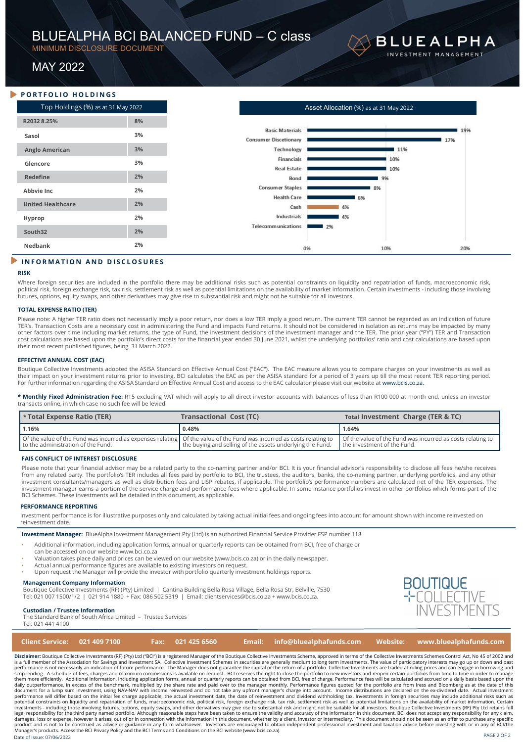# BLUEALPHA BCI BALANCED FUND – C class

MINIMUM DISCLOSURE DOCUMENT

MAY 2022

BLUEALPHA INVESTMENT MANAGEMENT

## PORTFOLIO HOLDINGS

| Top Holdings (%) as at 31 May 2022 | |
|---|---|
| R2032 8.25% | 8% |
| Sasol | 3% |
| Anglo American | 3% |
| Glencore | 3% |
| Redefine | 2% |
| Abbvie Inc | 2% |
| United Healthcare | 2% |
| Hyprop | 2% |
| South32 | 2% |
| Nedbank | 2% |

Asset Allocation (%) as at 31 May 2022

Basic Materials 19%
Consumer Discretionary 17%
Technology 11%
Financials 10%
Real Estate 10%
Bond 9%
Consumer Staples 8%
Health Care 6%
Cash 4%
Industrials 4%
Telecommunications 2%

0% 10% 20%

## INFORMATION AND DISCLOSURES

### RISK

Where foreign securities are included in the portfolio there may be additional risks such as potential constraints on liquidity and repatriation of funds, macroeconomic risk, political risk, foreign exchange risk, tax risk, settlement risk as well as potential limitations on the availability of market information. Certain investments - including those involving futures, options, equity swaps, and other derivatives may give rise to substantial risk and might not be suitable for all investors.

### TOTAL EXPENSE RATIO (TER)

Please note: A higher TER ratio does not necessarily imply a poor return, nor does a low TER imply a good return. The current TER cannot be regarded as an indication of future TER's. Transaction Costs are a necessary cost in administering the Fund and impacts Fund returns. It should not be considered in isolation as returns may be impacted by many other factors over time including market returns, the type of Fund, the investment decisions of the investment manager and the TER. The prior year ("PY") TER and Transaction cost calculations are based upon the portfolio's direct costs for the financial year ended 30 June 2021, whilst the underlying portfolios' ratio and cost calculations are based upon their most recent published figures, being 31 March 2022.

### EFFECTIVE ANNUAL COST (EAC)

Boutique Collective Investments adopted the ASISA Standard on Effective Annual Cost ("EAC"). The EAC measure allows you to compare charges on your investments as well as their impact on your investment returns prior to investing. BCI calculates the EAC as per the ASISA standard for a period of 3 years up till the most recent TER reporting period. For further information regarding the ASISA Standard on Effective Annual Cost and access to the EAC calculator please visit our website at www.bcis.co.za.

**\* Monthly Fixed Administration Fee:** R15 excluding VAT which will apply to all direct investor accounts with balances of less than R100 000 at month end, unless an investor transacts online, in which case no such fee will be levied.

| * Total Expense Ratio (TER) | Transactional Cost (TC) | Total Investment Charge (TER & TC) |
|---|---|---|
| 1.16% | 0.48% | 1.64% |
| Of the value of the Fund was incurred as expenses relating to the administration of the Fund. | Of the value of the Fund was incurred as costs relating to the buying and selling of the assets underlying the Fund. | Of the value of the Fund was incurred as costs relating to the investment of the Fund. |

### FAIS CONFLICT OF INTEREST DISCLOSURE

Please note that your financial advisor may be a related party to the co-naming partner and/or BCI. It is your financial advisor's responsibility to disclose all fees he/she receives from any related party. The portfolio's TER includes all fees paid by portfolio to BCI, the trustees, the auditors, banks, the co-naming partner, underlying portfolios, and any other investment consultants/managers as well as distribution fees and LISP rebates, if applicable. The portfolio's performance numbers are calculated net of the TER expenses. The investment manager earns a portion of the service charge and performance fees where applicable. In some instance portfolios invest in other portfolios which forms part of the BCI Schemes. These investments will be detailed in this document, as applicable.

### PERFORMANCE REPORTING

Investment performance is for illustrative purposes only and calculated by taking actual initial fees and ongoing fees into account for amount shown with income reinvested on reinvestment date.

**Investment Manager:** BlueAlpha Investment Management Pty (Ltd) is an authorized Financial Service Provider FSP number 118

- Additional information, including application forms, annual or quarterly reports can be obtained from BCI, free of charge or can be accessed on our website www.bci.co.za
- Valuation takes place daily and prices can be viewed on our website (www.bcis.co.za) or in the daily newspaper.
- Actual annual performance figures are available to existing investors on request.
- Upon request the Manager will provide the investor with portfolio quarterly investment holdings reports.

**Management Company Information**
Boutique Collective Investments (RF) (Pty) Limited | Cantina Building Bella Rosa Village, Bella Rosa Str, Belville, 7530
Tel: 021 007 1500/1/2 | 021 914 1880 + Fax: 086 502 5319 | Email: clientservices@bcis.co.za + www.bcis.co.za.

**Custodian / Trustee Information**
The Standard Bank of South Africa Limited – Trustee Services
Tel: 021 441 4100

BOUTIQUE COLLECTIVE INVESTMENTS

**Client Service:** 021 409 7100 **Fax:** 021 425 6560 **Email:** info@bluealphafunds.com **Website:** www.bluealphafunds.com

**Disclaimer:** Boutique Collective Investments (RF) (Pty) Ltd ("BCI") is a registered Manager of the Boutique Collective Investments Scheme, approved in terms of the Collective Investments Schemes Control Act, No 45 of 2002 and is a full member of the Association for Savings and Investment SA. Collective Investment Schemes in securities are generally medium to long term investments. The value of participatory interests may go up or down and past performance is not necessarily an indication of future performance. The Manager does not guarantee the capital or the return of a portfolio. Collective Investments are traded at ruling prices and can engage in borrowing and scrip lending. A schedule of fees, charges and maximum commissions is available on request. BCI reserves the right to close the portfolio to new investors and reopen certain portfolios from time to time in order to manage them more efficiently. Additional information, including application forms, annual or quarterly reports can be obtained from BCI, free of charge. Performance fees will be calculated and accrued on a daily basis based upon the daily outperformance, in excess of the benchmark, multiplied by the share rate and paid over to the manager monthly. Performance figures quoted for the portfolio are from Iress and Bloomberg as at the date of this document for a lump sum investment, using NAV-NAV with income reinvested and do not take any upfront manager's charge into account. Income distributions are declared on the ex-dividend date. Actual investment performance will differ based on the initial fee charge applicable, the actual investment date, the date of reinvestment and dividend withholding tax. Investments in foreign securities may include additional risks such as potential constraints on liquidity and repatriation of funds, macroeconomic risk, political risk, foreign exchange risk, tax risk, settlement risk as well as potential limitations on the availability of market information. Certain investments - including those involving futures, options, equity swaps, and other derivatives may give rise to substantial risk and might not be suitable for all investors. Boutique Collective Investments (RF) Pty Ltd retains full legal responsibility for the third party named portfolio. Although reasonable steps have been taken to ensure the validity and accuracy of the information in this document, BCI does not accept any responsibility for any claim, damages, loss or expense, however it arises, out of or in connection with the information in this document, whether by a client, investor or intermediary. This document should not be seen as an offer to purchase any specific product and is not to be construed as advice or guidance in any form whatsoever. Investors are encouraged to obtain independent professional investment and taxation advice before investing with or in any of BCI/the Manager's products. Access the BCI Privacy Policy and the BCI Terms and Conditions on the BCI website (www.bcis.co.za).

Date of Issue: 07/06/2022